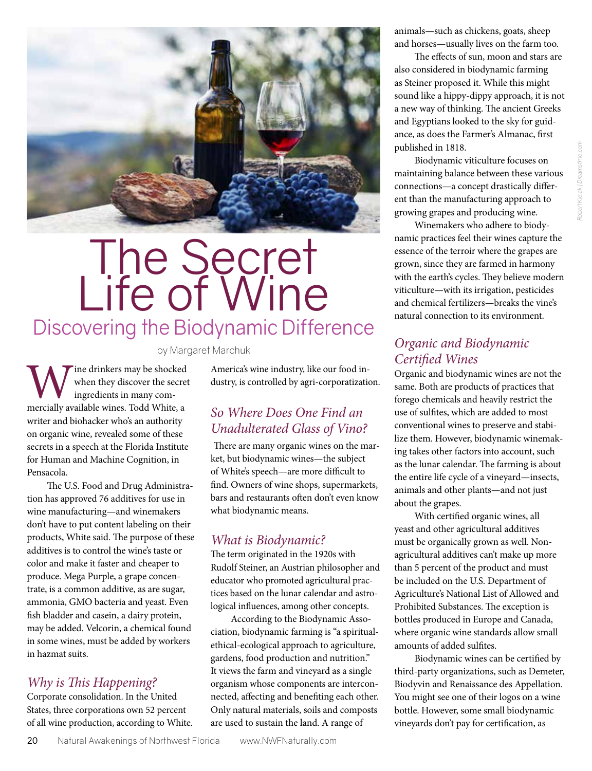# The Secret Life of Wine

## Discovering the Biodynamic Difference

by Margaret Marchuk

Wine drinkers may be shocked when they discover the secret ingredients in many commercially available wines. Todd White, a writer and biohacker who's an authority on organic wine, revealed some of these secrets in a speech at the Florida Institute for Human and Machine Cognition, in Pensacola.

The U.S. Food and Drug Administration has approved 76 additives for use in wine manufacturing—and winemakers don't have to put content labeling on their products, White said. The purpose of these additives is to control the wine's taste or color and make it faster and cheaper to produce. Mega Purple, a grape concentrate, is a common additive, as are sugar, ammonia, GMO bacteria and yeast. Even fish bladder and casein, a dairy protein, may be added. Velcorin, a chemical found in some wines, must be added by workers in hazmat suits.

### *Why is This Happening?*

Corporate consolidation. In the United States, three corporations own 52 percent of all wine production, according to White. America's wine industry, like our food industry, is controlled by agri-corporatization.

### *So Where Does One Find an Unadulterated Glass of Vino?*

There are many organic wines on the market, but biodynamic wines—the subject of White's speech—are more difficult to find. Owners of wine shops, supermarkets, bars and restaurants often don't even know what biodynamic means.

### *What is Biodynamic?*

The term originated in the 1920s with Rudolf Steiner, an Austrian philosopher and educator who promoted agricultural practices based on the lunar calendar and astrological influences, among other concepts.

According to the Biodynamic Association, biodynamic farming is "a spiritual-ethical-ecological approach to agriculture, gardens, food production and nutrition." It views the farm and vineyard as a single organism whose components are interconnected, affecting and benefiting each other. Only natural materials, soils and composts are used to sustain the land. A range of animals—such as chickens, goats, sheep and horses—usually lives on the farm too.

The effects of sun, moon and stars are also considered in biodynamic farming as Steiner proposed it. While this might sound like a hippy-dippy approach, it is not a new way of thinking. The ancient Greeks and Egyptians looked to the sky for guidance, as does the Farmer's Almanac, first published in 1818.

Biodynamic viticulture focuses on maintaining balance between these various connections—a concept drastically different than the manufacturing approach to growing grapes and producing wine.

Winemakers who adhere to biodynamic practices feel their wines capture the essence of the terroir where the grapes are grown, since they are farmed in harmony with the earth's cycles. They believe modern viticulture—with its irrigation, pesticides and chemical fertilizers—breaks the vine's natural connection to its environment.

### *Organic and Biodynamic Certified Wines*

Organic and biodynamic wines are not the same. Both are products of practices that forego chemicals and heavily restrict the use of sulfites, which are added to most conventional wines to preserve and stabilize them. However, biodynamic winemaking takes other factors into account, such as the lunar calendar. The farming is about the entire life cycle of a vineyard—insects, animals and other plants—and not just about the grapes.

With certified organic wines, all yeast and other agricultural additives must be organically grown as well. Nonagricultural additives can't make up more than 5 percent of the product and must be included on the U.S. Department of Agriculture's National List of Allowed and Prohibited Substances. The exception is bottles produced in Europe and Canada, where organic wine standards allow small amounts of added sulfites.

Biodynamic wines can be certified by third-party organizations, such as Demeter, Biodyvin and Renaissance des Appellation. You might see one of their logos on a wine bottle. However, some small biodynamic vineyards don't pay for certification, as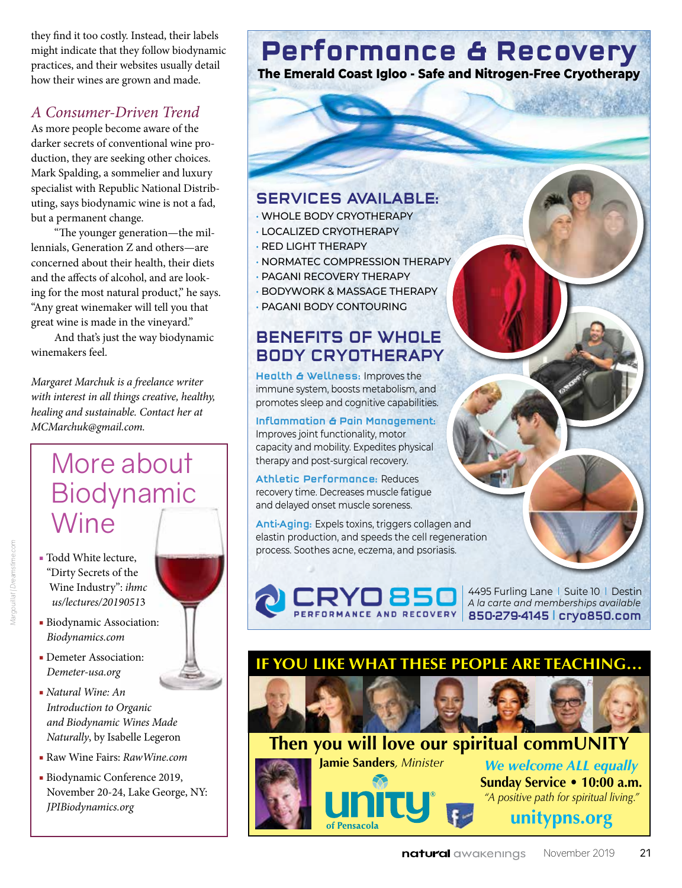they find it too costly. Instead, their labels might indicate that they follow biodynamic practices, and their websites usually detail how their wines are grown and made.

## *A Consumer-Driven Trend*

As more people become aware of the darker secrets of conventional wine production, they are seeking other choices. Mark Spalding, a sommelier and luxury specialist with Republic National Distributing, says biodynamic wine is not a fad, but a permanent change.

"The younger generation—the millennials, Generation Z and others—are concerned about their health, their diets and the affects of alcohol, and are looking for the most natural product," he says. "Any great winemaker will tell you that great wine is made in the vineyard."

And that's just the way biodynamic winemakers feel.

*Margaret Marchuk is a freelance writer with interest in all things creative, healthy, healing and sustainable. Contact her at MCMarchuk@gmail.com.*

## More about Biodynamic Wine

- Todd White lecture, "Dirty Secrets of the Wine Industry": *ihmc us/lectures/20190513*
- Biodynamic Association: *Biodynamics.com*
- Demeter Association: *Demeter-usa.org*
- *Natural Wine: An Introduction to Organic and Biodynamic Wines Made Naturally*, by Isabelle Legeron
- Raw Wine Fairs: *RawWine.com*
- Biodynamic Conference 2019, November 20-24, Lake George, NY: *JPIBiodynamics.org*

Margouillat | Dreamstime.com

# Performance & Recovery

**The Emerald Coast Igloo - Safe and Nitrogen-Free Cryotherapy**

## SERVICES AVAILABLE:

- WHOLE BODY CRYOTHERAPY
- LOCALIZED CRYOTHERAPY
- RED LIGHT THERAPY
- NORMATEC COMPRESSION THERAPY
- PAGANI RECOVERY THERAPY
- BODYWORK & MASSAGE THERAPY
- PAGANI BODY CONTOURING

## BENEFITS OF WHOLE BODY CRYOTHERAPY

**Health & Wellness:** Improves the immune system, boosts metabolism, and promotes sleep and cognitive capabilities.

**Inflammation & Pain Management:** Improves joint functionality, motor capacity and mobility. Expedites physical therapy and post-surgical recovery.

**Athletic Performance:** Reduces recovery time. Decreases muscle fatigue and delayed onset muscle soreness.

**Anti-Aging:** Expels toxins, triggers collagen and elastin production, and speeds the cell regeneration process. Soothes acne, eczema, and psoriasis.

**CRYO 850** PERFORMANCE AND RECOVERY

4495 Furling Lane | Suite 10 | Destin
*A la carte and memberships available*
**850-279-4145 | cryo850.com**

## IF YOU LIKE WHAT THESE PEOPLE ARE TEACHING…

**Then you will love our spiritual commUNITY**

**Jamie Sanders**, *Minister*

**unity** of Pensacola

*We welcome ALL equally*
**Sunday Service • 10:00 a.m.**
*"A positive path for spiritual living."*
**unitypns.org**